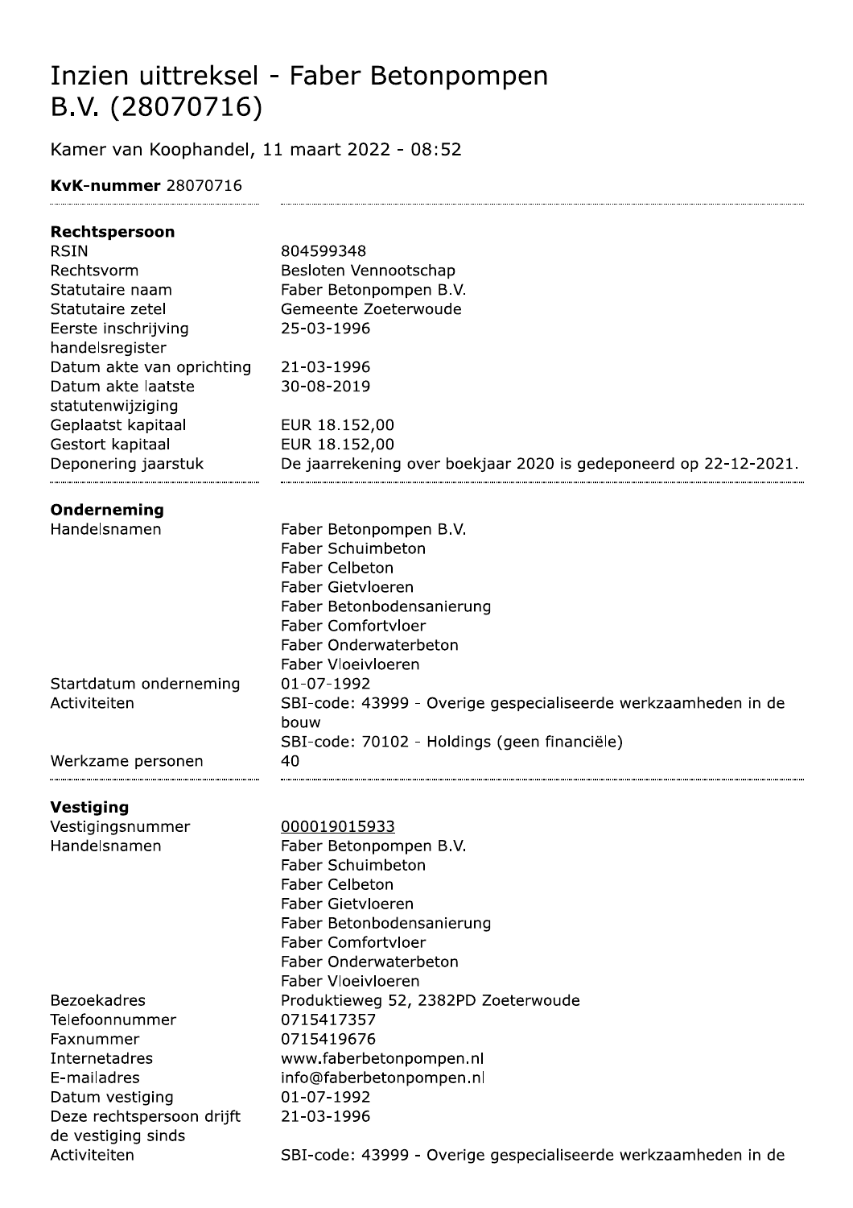# Inzien uittreksel - Faber Betonpompen B.V. (28070716)

Kamer van Koophandel, 11 maart 2022 - 08:52

**KvK-nummer** 28070716

| **Rechtspersoon** | |
|---|---|
| RSIN | 804599348 |
| Rechtsvorm | Besloten Vennootschap |
| Statutaire naam | Faber Betonpompen B.V. |
| Statutaire zetel | Gemeente Zoeterwoude |
| Eerste inschrijving handelsregister | 25-03-1996 |
| Datum akte van oprichting | 21-03-1996 |
| Datum akte laatste statutenwijziging | 30-08-2019 |
| Geplaatst kapitaal | EUR 18.152,00 |
| Gestort kapitaal | EUR 18.152,00 |
| Deponering jaarstuk | De jaarrekening over boekjaar 2020 is gedeponeerd op 22-12-2021. |

| **Onderneming** | |
|---|---|
| Handelsnamen | Faber Betonpompen B.V.<br>Faber Schuimbeton<br>Faber Celbeton<br>Faber Gietvloeren<br>Faber Betonbodensanierung<br>Faber Comfortvloer<br>Faber Onderwaterbeton<br>Faber Vloeivloeren |
| Startdatum onderneming | 01-07-1992 |
| Activiteiten | SBI-code: 43999 - Overige gespecialiseerde werkzaamheden in de bouw<br>SBI-code: 70102 - Holdings (geen financiële) |
| Werkzame personen | 40 |

| **Vestiging** | |
|---|---|
| Vestigingsnummer | 000019015933 |
| Handelsnamen | Faber Betonpompen B.V.<br>Faber Schuimbeton<br>Faber Celbeton<br>Faber Gietvloeren<br>Faber Betonbodensanierung<br>Faber Comfortvloer<br>Faber Onderwaterbeton<br>Faber Vloeivloeren |
| Bezoekadres | Produktieweg 52, 2382PD Zoeterwoude |
| Telefoonnummer | 0715417357 |
| Faxnummer | 0715419676 |
| Internetadres | www.faberbetonpompen.nl |
| E-mailadres | info@faberbetonpompen.nl |
| Datum vestiging | 01-07-1992 |
| Deze rechtspersoon drijft de vestiging sinds | 21-03-1996 |
| Activiteiten | SBI-code: 43999 - Overige gespecialiseerde werkzaamheden in de |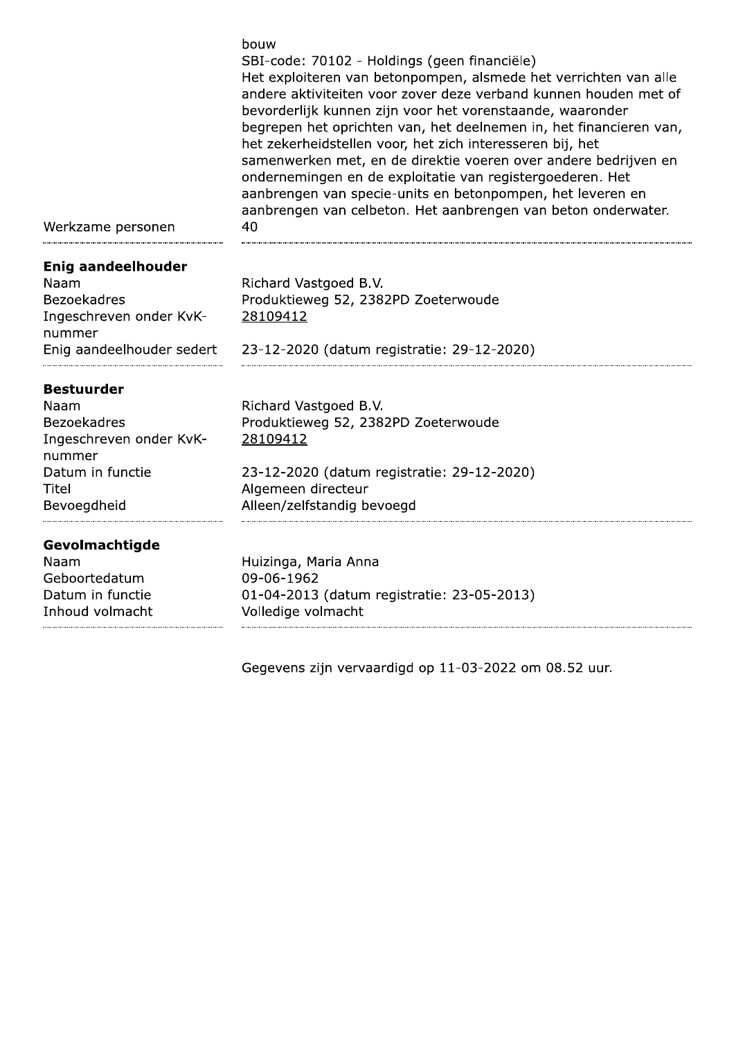| | |
|---|---|
| | bouw<br>SBI-code: 70102 - Holdings (geen financiële)<br>Het exploiteren van betonpompen, alsmede het verrichten van alle andere aktiviteiten voor zover deze verband kunnen houden met of bevorderlijk kunnen zijn voor het vorenstaande, waaronder begrepen het oprichten van, het deelnemen in, het financieren van, het zekerheidstellen voor, het zich interesseren bij, het samenwerken met, en de direktie voeren over andere bedrijven en ondernemingen en de exploitatie van registergoederen. Het aanbrengen van specie-units en betonpompen, het leveren en aanbrengen van celbeton. Het aanbrengen van beton onderwater. |
| Werkzame personen | 40 |

**Enig aandeelhouder**

| | |
|---|---|
| Naam | Richard Vastgoed B.V. |
| Bezoekadres | Produktieweg 52, 2382PD Zoeterwoude |
| Ingeschreven onder KvK-nummer | 28109412 |
| Enig aandeelhouder sedert | 23-12-2020 (datum registratie: 29-12-2020) |

**Bestuurder**

| | |
|---|---|
| Naam | Richard Vastgoed B.V. |
| Bezoekadres | Produktieweg 52, 2382PD Zoeterwoude |
| Ingeschreven onder KvK-nummer | 28109412 |
| Datum in functie | 23-12-2020 (datum registratie: 29-12-2020) |
| Titel | Algemeen directeur |
| Bevoegdheid | Alleen/zelfstandig bevoegd |

**Gevolmachtigde**

| | |
|---|---|
| Naam | Huizinga, Maria Anna |
| Geboortedatum | 09-06-1962 |
| Datum in functie | 01-04-2013 (datum registratie: 23-05-2013) |
| Inhoud volmacht | Volledige volmacht |

Gegevens zijn vervaardigd op 11-03-2022 om 08.52 uur.